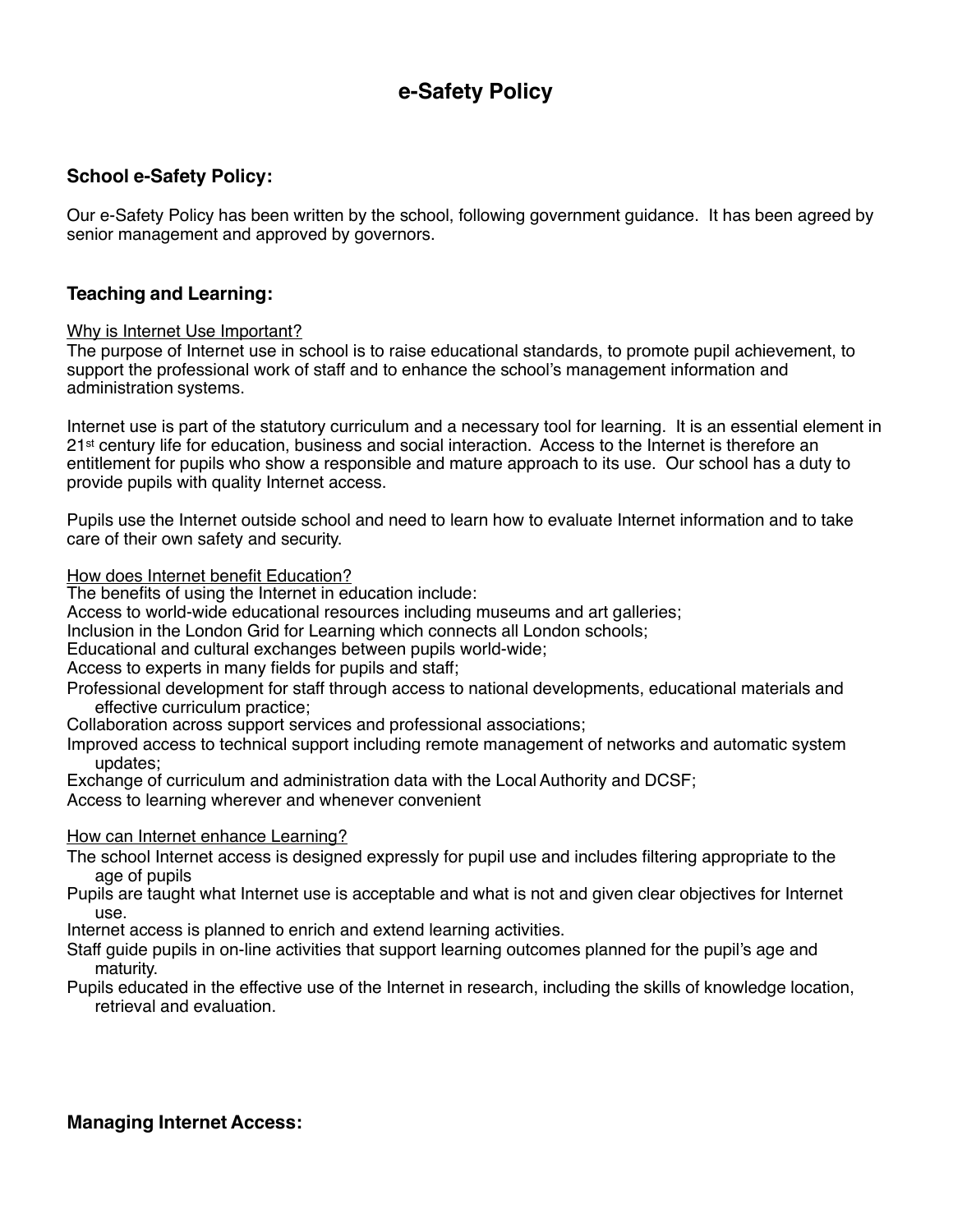# e-Safety Policy

## School e-Safety Policy:

Our e-Safety Policy has been written by the school, following government guidance. It has been agreed by senior management and approved by governors.

## Teaching and Learning:

Why is Internet Use Important?

The purpose of Internet use in school is to raise educational standards, to promote pupil achievement, to support the professional work of staff and to enhance the school's management information and administration systems.

Internet use is part of the statutory curriculum and a necessary tool for learning. It is an essential element in 21st century life for education, business and social interaction. Access to the Internet is therefore an entitlement for pupils who show a responsible and mature approach to its use. Our school has a duty to provide pupils with quality Internet access.

Pupils use the Internet outside school and need to learn how to evaluate Internet information and to take care of their own safety and security.

How does Internet benefit Education?

The benefits of using the Internet in education include:

Access to world-wide educational resources including museums and art galleries;
Inclusion in the London Grid for Learning which connects all London schools;
Educational and cultural exchanges between pupils world-wide;
Access to experts in many fields for pupils and staff;
Professional development for staff through access to national developments, educational materials and effective curriculum practice;
Collaboration across support services and professional associations;
Improved access to technical support including remote management of networks and automatic system updates;
Exchange of curriculum and administration data with the Local Authority and DCSF;
Access to learning wherever and whenever convenient

How can Internet enhance Learning?

The school Internet access is designed expressly for pupil use and includes filtering appropriate to the age of pupils
Pupils are taught what Internet use is acceptable and what is not and given clear objectives for Internet use.
Internet access is planned to enrich and extend learning activities.
Staff guide pupils in on-line activities that support learning outcomes planned for the pupil's age and maturity.
Pupils educated in the effective use of the Internet in research, including the skills of knowledge location, retrieval and evaluation.

## Managing Internet Access: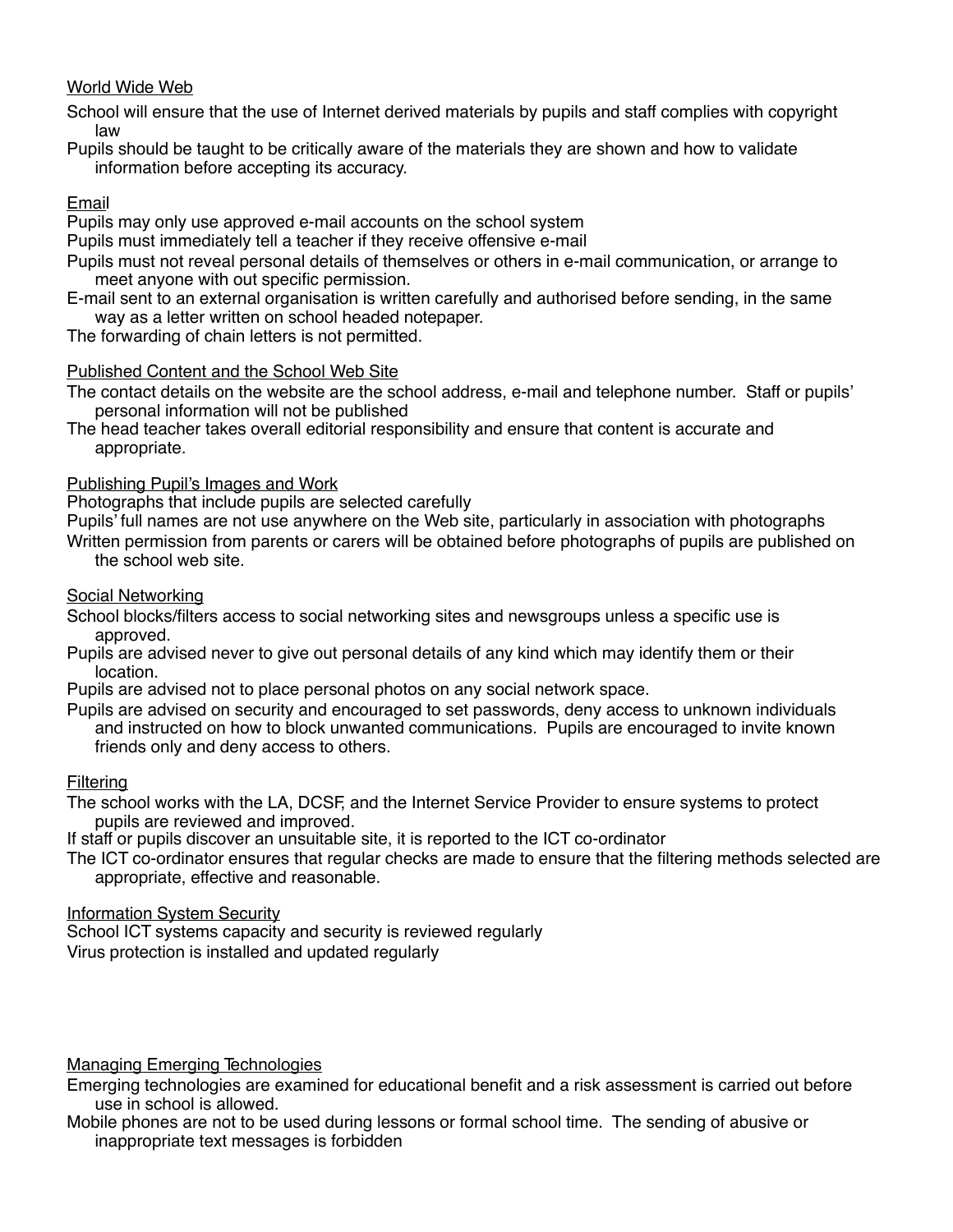World Wide Web

School will ensure that the use of Internet derived materials by pupils and staff complies with copyright law

Pupils should be taught to be critically aware of the materials they are shown and how to validate information before accepting its accuracy.

Email

Pupils may only use approved e-mail accounts on the school system

Pupils must immediately tell a teacher if they receive offensive e-mail

Pupils must not reveal personal details of themselves or others in e-mail communication, or arrange to meet anyone with out specific permission.

E-mail sent to an external organisation is written carefully and authorised before sending, in the same way as a letter written on school headed notepaper.

The forwarding of chain letters is not permitted.

Published Content and the School Web Site

The contact details on the website are the school address, e-mail and telephone number. Staff or pupils' personal information will not be published

The head teacher takes overall editorial responsibility and ensure that content is accurate and appropriate.

Publishing Pupil's Images and Work

Photographs that include pupils are selected carefully

Pupils' full names are not use anywhere on the Web site, particularly in association with photographs

Written permission from parents or carers will be obtained before photographs of pupils are published on the school web site.

Social Networking

School blocks/filters access to social networking sites and newsgroups unless a specific use is approved.

Pupils are advised never to give out personal details of any kind which may identify them or their location.

Pupils are advised not to place personal photos on any social network space.

Pupils are advised on security and encouraged to set passwords, deny access to unknown individuals and instructed on how to block unwanted communications. Pupils are encouraged to invite known friends only and deny access to others.

Filtering

The school works with the LA, DCSF, and the Internet Service Provider to ensure systems to protect pupils are reviewed and improved.

If staff or pupils discover an unsuitable site, it is reported to the ICT co-ordinator

The ICT co-ordinator ensures that regular checks are made to ensure that the filtering methods selected are appropriate, effective and reasonable.

Information System Security

School ICT systems capacity and security is reviewed regularly

Virus protection is installed and updated regularly

Managing Emerging Technologies

Emerging technologies are examined for educational benefit and a risk assessment is carried out before use in school is allowed.

Mobile phones are not to be used during lessons or formal school time. The sending of abusive or inappropriate text messages is forbidden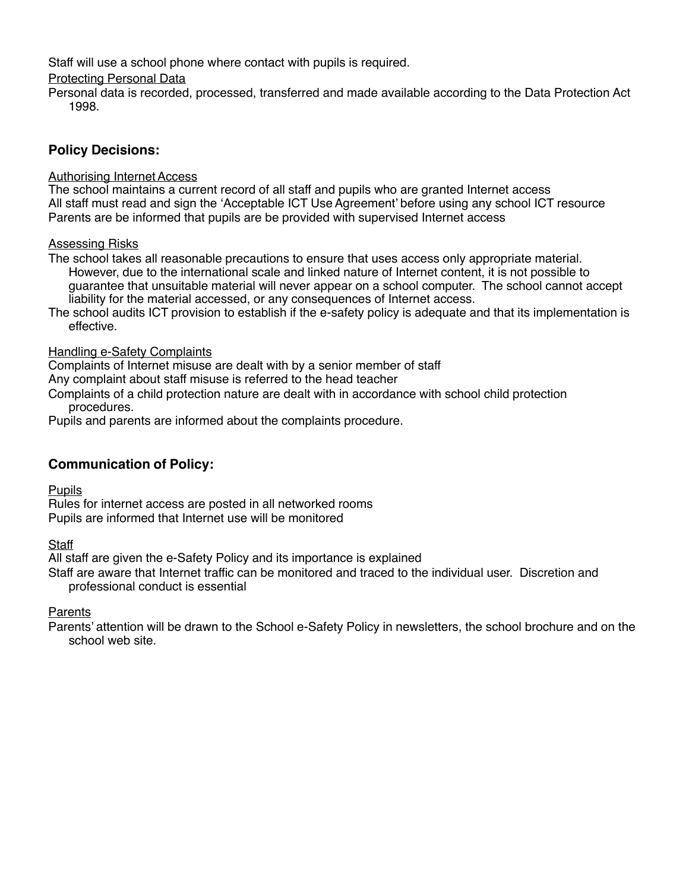Staff will use a school phone where contact with pupils is required.

<u>Protecting Personal Data</u>

Personal data is recorded, processed, transferred and made available according to the Data Protection Act 1998.

## Policy Decisions:

<u>Authorising Internet Access</u>

The school maintains a current record of all staff and pupils who are granted Internet access

All staff must read and sign the 'Acceptable ICT Use Agreement' before using any school ICT resource

Parents are be informed that pupils are be provided with supervised Internet access

<u>Assessing Risks</u>

The school takes all reasonable precautions to ensure that uses access only appropriate material. However, due to the international scale and linked nature of Internet content, it is not possible to guarantee that unsuitable material will never appear on a school computer. The school cannot accept liability for the material accessed, or any consequences of Internet access.

The school audits ICT provision to establish if the e-safety policy is adequate and that its implementation is effective.

<u>Handling e-Safety Complaints</u>

Complaints of Internet misuse are dealt with by a senior member of staff

Any complaint about staff misuse is referred to the head teacher

Complaints of a child protection nature are dealt with in accordance with school child protection procedures.

Pupils and parents are informed about the complaints procedure.

## Communication of Policy:

<u>Pupils</u>

Rules for internet access are posted in all networked rooms

Pupils are informed that Internet use will be monitored

<u>Staff</u>

All staff are given the e-Safety Policy and its importance is explained

Staff are aware that Internet traffic can be monitored and traced to the individual user. Discretion and professional conduct is essential

<u>Parents</u>

Parents' attention will be drawn to the School e-Safety Policy in newsletters, the school brochure and on the school web site.